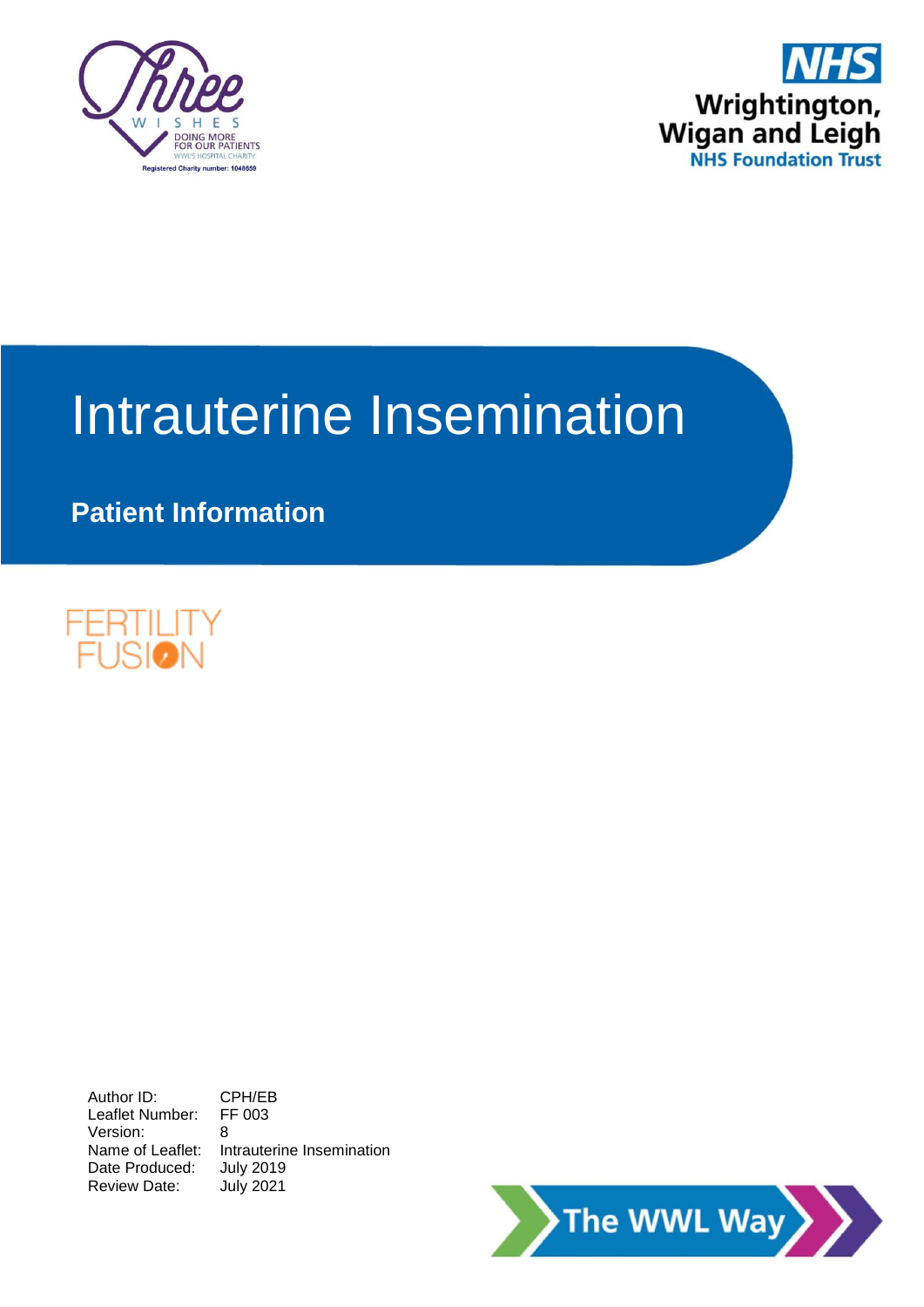Three WISHES
DOING MORE FOR OUR PATIENTS
WWL'S HOSPITAL CHARITY
Registered Charity number: 1048659

NHS
Wrightington, Wigan and Leigh
NHS Foundation Trust

# Intrauterine Insemination

## Patient Information

FERTILITY FUSION

| | |
|---|---|
| Author ID: | CPH/EB |
| Leaflet Number: | FF 003 |
| Version: | 8 |
| Name of Leaflet: | Intrauterine Insemination |
| Date Produced: | July 2019 |
| Review Date: | July 2021 |

The WWL Way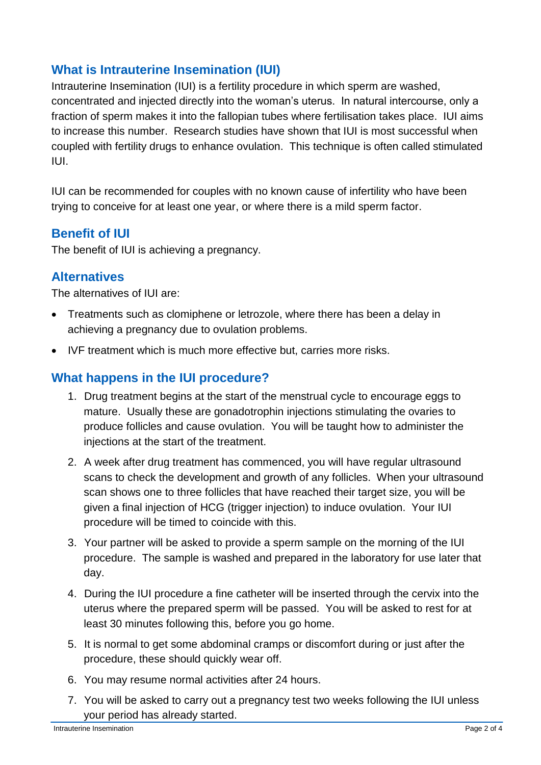## What is Intrauterine Insemination (IUI)

Intrauterine Insemination (IUI) is a fertility procedure in which sperm are washed, concentrated and injected directly into the woman's uterus. In natural intercourse, only a fraction of sperm makes it into the fallopian tubes where fertilisation takes place. IUI aims to increase this number. Research studies have shown that IUI is most successful when coupled with fertility drugs to enhance ovulation. This technique is often called stimulated IUI.

IUI can be recommended for couples with no known cause of infertility who have been trying to conceive for at least one year, or where there is a mild sperm factor.

## Benefit of IUI

The benefit of IUI is achieving a pregnancy.

## Alternatives

The alternatives of IUI are:

- Treatments such as clomiphene or letrozole, where there has been a delay in achieving a pregnancy due to ovulation problems.
- IVF treatment which is much more effective but, carries more risks.

## What happens in the IUI procedure?

1. Drug treatment begins at the start of the menstrual cycle to encourage eggs to mature. Usually these are gonadotrophin injections stimulating the ovaries to produce follicles and cause ovulation. You will be taught how to administer the injections at the start of the treatment.
2. A week after drug treatment has commenced, you will have regular ultrasound scans to check the development and growth of any follicles. When your ultrasound scan shows one to three follicles that have reached their target size, you will be given a final injection of HCG (trigger injection) to induce ovulation. Your IUI procedure will be timed to coincide with this.
3. Your partner will be asked to provide a sperm sample on the morning of the IUI procedure. The sample is washed and prepared in the laboratory for use later that day.
4. During the IUI procedure a fine catheter will be inserted through the cervix into the uterus where the prepared sperm will be passed. You will be asked to rest for at least 30 minutes following this, before you go home.
5. It is normal to get some abdominal cramps or discomfort during or just after the procedure, these should quickly wear off.
6. You may resume normal activities after 24 hours.
7. You will be asked to carry out a pregnancy test two weeks following the IUI unless your period has already started.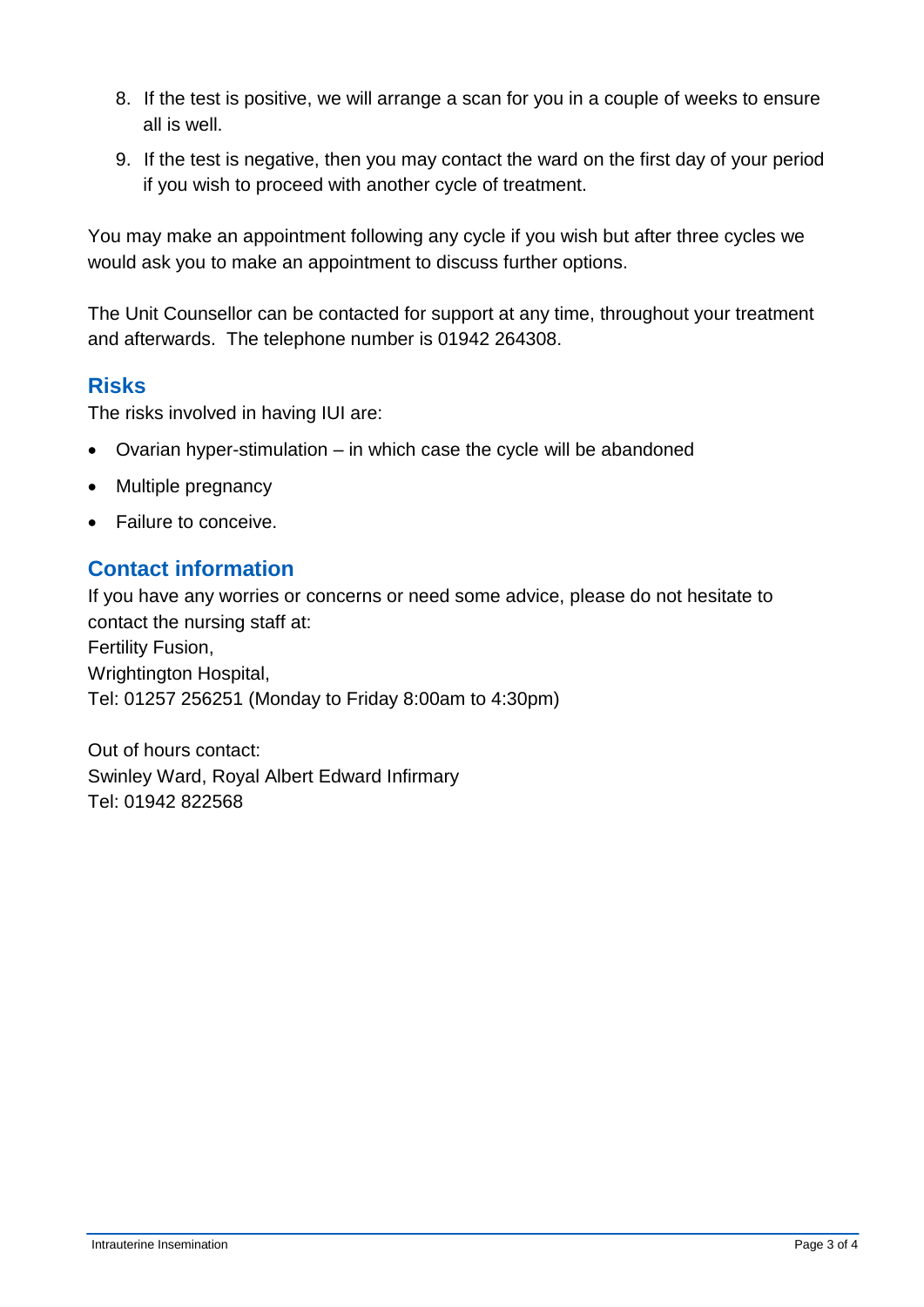8. If the test is positive, we will arrange a scan for you in a couple of weeks to ensure all is well.
9. If the test is negative, then you may contact the ward on the first day of your period if you wish to proceed with another cycle of treatment.

You may make an appointment following any cycle if you wish but after three cycles we would ask you to make an appointment to discuss further options.

The Unit Counsellor can be contacted for support at any time, throughout your treatment and afterwards. The telephone number is 01942 264308.

## Risks

The risks involved in having IUI are:

- Ovarian hyper-stimulation – in which case the cycle will be abandoned
- Multiple pregnancy
- Failure to conceive.

## Contact information

If you have any worries or concerns or need some advice, please do not hesitate to contact the nursing staff at:
Fertility Fusion,
Wrightington Hospital,
Tel: 01257 256251 (Monday to Friday 8:00am to 4:30pm)

Out of hours contact:
Swinley Ward, Royal Albert Edward Infirmary
Tel: 01942 822568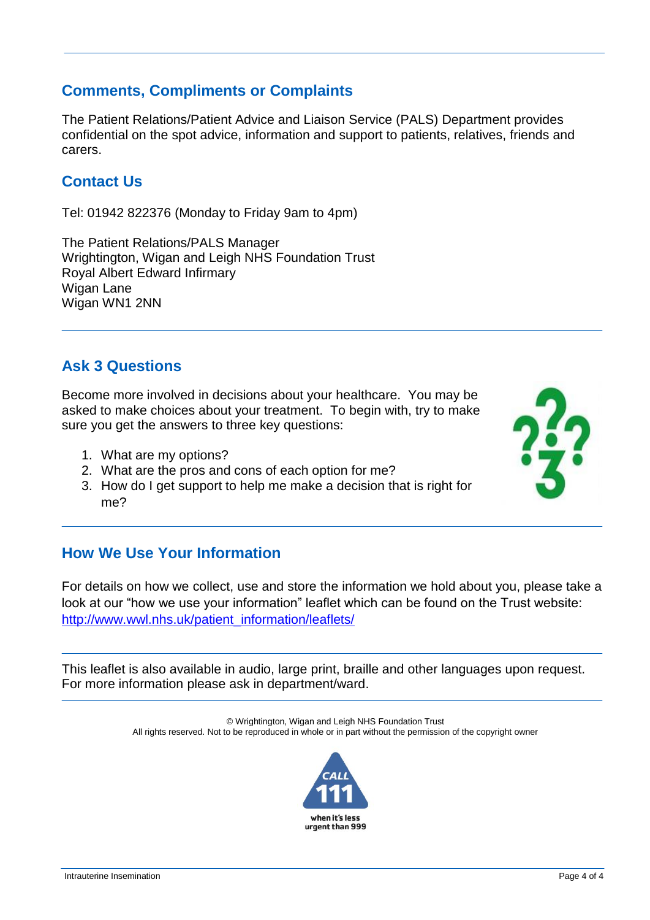## Comments, Compliments or Complaints

The Patient Relations/Patient Advice and Liaison Service (PALS) Department provides confidential on the spot advice, information and support to patients, relatives, friends and carers.

## Contact Us

Tel: 01942 822376 (Monday to Friday 9am to 4pm)

The Patient Relations/PALS Manager
Wrightington, Wigan and Leigh NHS Foundation Trust
Royal Albert Edward Infirmary
Wigan Lane
Wigan WN1 2NN

## Ask 3 Questions

Become more involved in decisions about your healthcare. You may be asked to make choices about your treatment. To begin with, try to make sure you get the answers to three key questions:

1. What are my options?
2. What are the pros and cons of each option for me?
3. How do I get support to help me make a decision that is right for me?

## How We Use Your Information

For details on how we collect, use and store the information we hold about you, please take a look at our "how we use your information" leaflet which can be found on the Trust website: http://www.wwl.nhs.uk/patient_information/leaflets/

This leaflet is also available in audio, large print, braille and other languages upon request. For more information please ask in department/ward.

© Wrightington, Wigan and Leigh NHS Foundation Trust
All rights reserved. Not to be reproduced in whole or in part without the permission of the copyright owner

CALL 111 when it's less urgent than 999